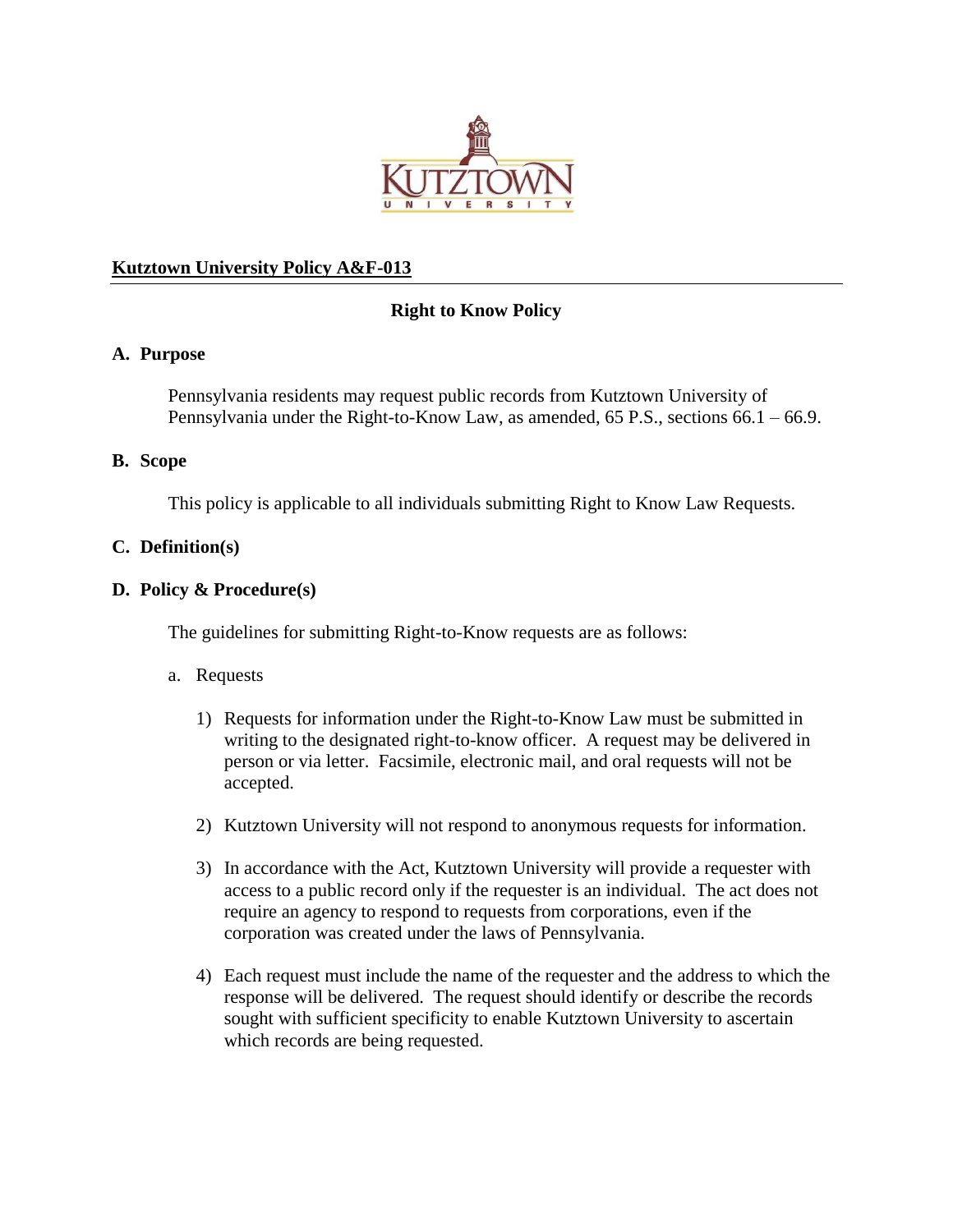**Kutztown University Policy A&F-013**

## Right to Know Policy

### A. Purpose

Pennsylvania residents may request public records from Kutztown University of Pennsylvania under the Right-to-Know Law, as amended, 65 P.S., sections 66.1 – 66.9.

### B. Scope

This policy is applicable to all individuals submitting Right to Know Law Requests.

### C. Definition(s)

### D. Policy & Procedure(s)

The guidelines for submitting Right-to-Know requests are as follows:

a. Requests

1) Requests for information under the Right-to-Know Law must be submitted in writing to the designated right-to-know officer. A request may be delivered in person or via letter. Facsimile, electronic mail, and oral requests will not be accepted.

2) Kutztown University will not respond to anonymous requests for information.

3) In accordance with the Act, Kutztown University will provide a requester with access to a public record only if the requester is an individual. The act does not require an agency to respond to requests from corporations, even if the corporation was created under the laws of Pennsylvania.

4) Each request must include the name of the requester and the address to which the response will be delivered. The request should identify or describe the records sought with sufficient specificity to enable Kutztown University to ascertain which records are being requested.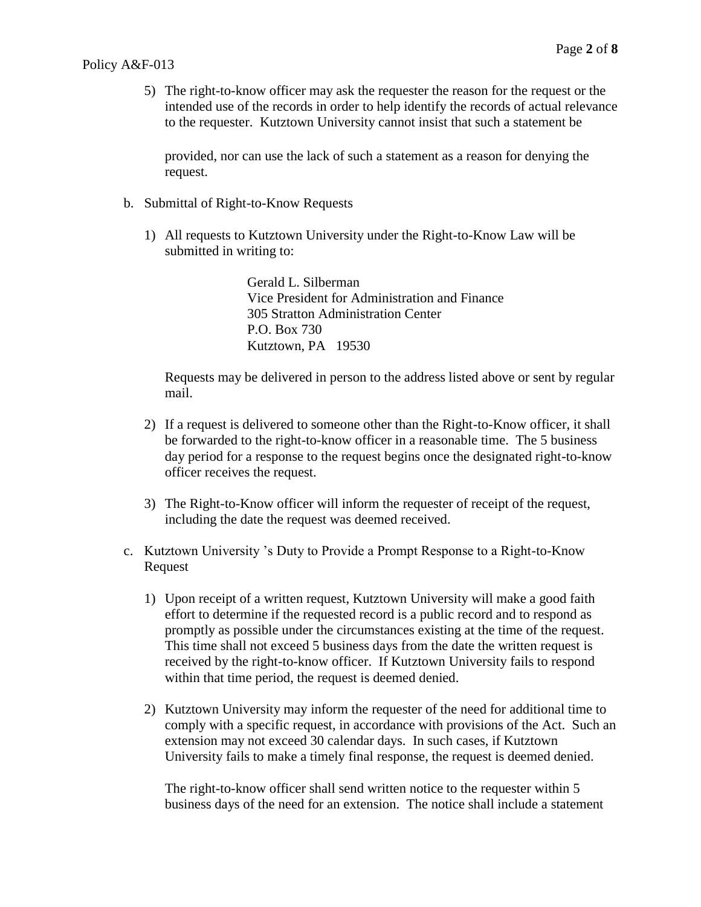5) The right-to-know officer may ask the requester the reason for the request or the intended use of the records in order to help identify the records of actual relevance to the requester. Kutztown University cannot insist that such a statement be provided, nor can use the lack of such a statement as a reason for denying the request.

b. Submittal of Right-to-Know Requests

1) All requests to Kutztown University under the Right-to-Know Law will be submitted in writing to:

   Gerald L. Silberman
   Vice President for Administration and Finance
   305 Stratton Administration Center
   P.O. Box 730
   Kutztown, PA 19530

   Requests may be delivered in person to the address listed above or sent by regular mail.

2) If a request is delivered to someone other than the Right-to-Know officer, it shall be forwarded to the right-to-know officer in a reasonable time. The 5 business day period for a response to the request begins once the designated right-to-know officer receives the request.

3) The Right-to-Know officer will inform the requester of receipt of the request, including the date the request was deemed received.

c. Kutztown University 's Duty to Provide a Prompt Response to a Right-to-Know Request

1) Upon receipt of a written request, Kutztown University will make a good faith effort to determine if the requested record is a public record and to respond as promptly as possible under the circumstances existing at the time of the request. This time shall not exceed 5 business days from the date the written request is received by the right-to-know officer. If Kutztown University fails to respond within that time period, the request is deemed denied.

2) Kutztown University may inform the requester of the need for additional time to comply with a specific request, in accordance with provisions of the Act. Such an extension may not exceed 30 calendar days. In such cases, if Kutztown University fails to make a timely final response, the request is deemed denied.

   The right-to-know officer shall send written notice to the requester within 5 business days of the need for an extension. The notice shall include a statement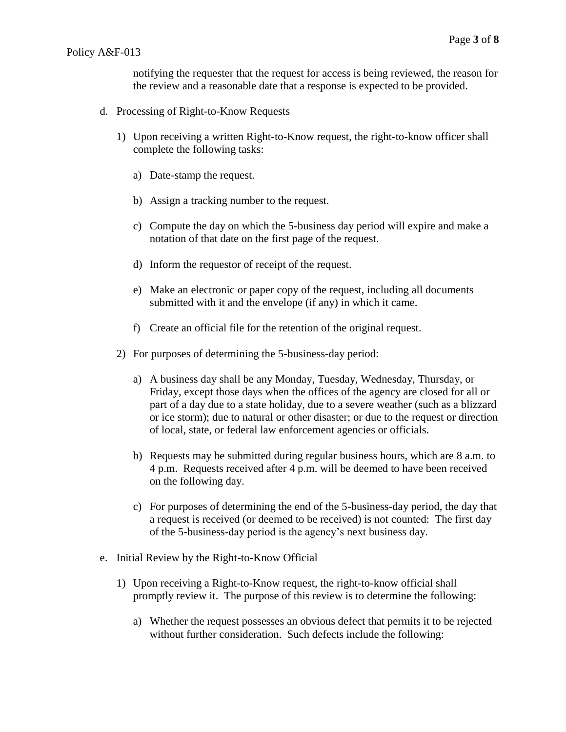notifying the requester that the request for access is being reviewed, the reason for the review and a reasonable date that a response is expected to be provided.

d. Processing of Right-to-Know Requests

1) Upon receiving a written Right-to-Know request, the right-to-know officer shall complete the following tasks:

   a) Date-stamp the request.

   b) Assign a tracking number to the request.

   c) Compute the day on which the 5-business day period will expire and make a notation of that date on the first page of the request.

   d) Inform the requestor of receipt of the request.

   e) Make an electronic or paper copy of the request, including all documents submitted with it and the envelope (if any) in which it came.

   f) Create an official file for the retention of the original request.

2) For purposes of determining the 5-business-day period:

   a) A business day shall be any Monday, Tuesday, Wednesday, Thursday, or Friday, except those days when the offices of the agency are closed for all or part of a day due to a state holiday, due to a severe weather (such as a blizzard or ice storm); due to natural or other disaster; or due to the request or direction of local, state, or federal law enforcement agencies or officials.

   b) Requests may be submitted during regular business hours, which are 8 a.m. to 4 p.m. Requests received after 4 p.m. will be deemed to have been received on the following day.

   c) For purposes of determining the end of the 5-business-day period, the day that a request is received (or deemed to be received) is not counted: The first day of the 5-business-day period is the agency's next business day.

e. Initial Review by the Right-to-Know Official

1) Upon receiving a Right-to-Know request, the right-to-know official shall promptly review it. The purpose of this review is to determine the following:

   a) Whether the request possesses an obvious defect that permits it to be rejected without further consideration. Such defects include the following: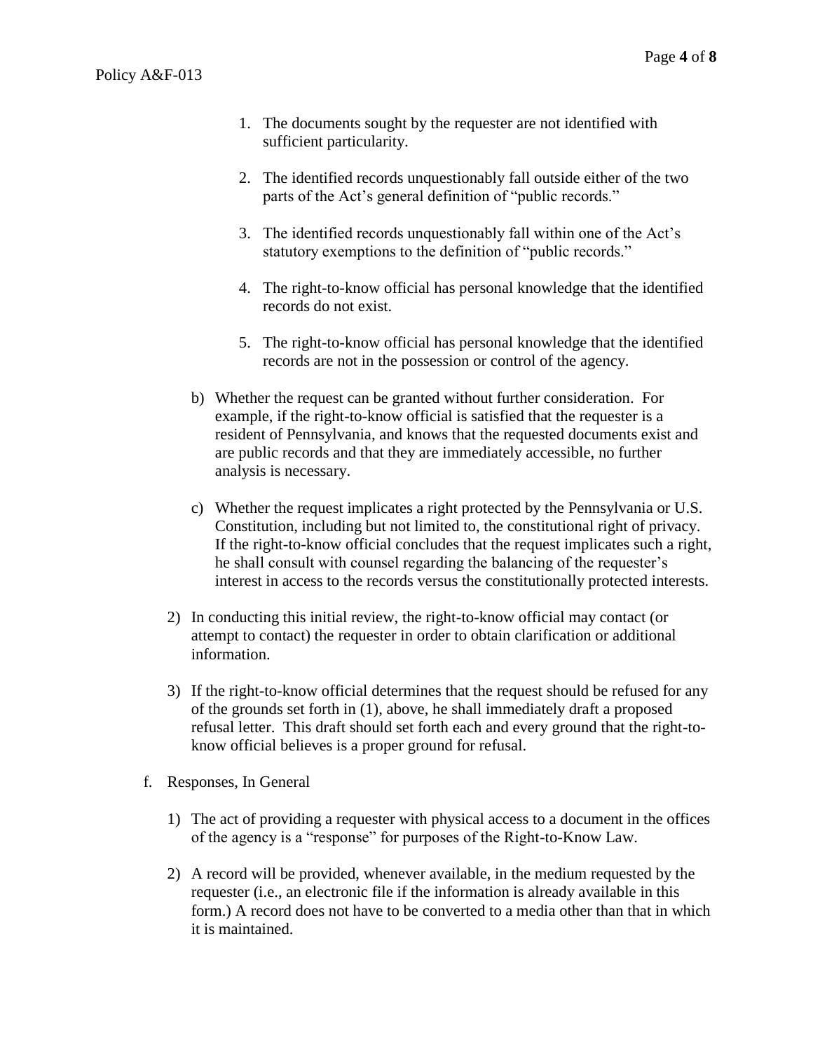1. The documents sought by the requester are not identified with sufficient particularity.

2. The identified records unquestionably fall outside either of the two parts of the Act's general definition of "public records."

3. The identified records unquestionably fall within one of the Act's statutory exemptions to the definition of "public records."

4. The right-to-know official has personal knowledge that the identified records do not exist.

5. The right-to-know official has personal knowledge that the identified records are not in the possession or control of the agency.

b) Whether the request can be granted without further consideration. For example, if the right-to-know official is satisfied that the requester is a resident of Pennsylvania, and knows that the requested documents exist and are public records and that they are immediately accessible, no further analysis is necessary.

c) Whether the request implicates a right protected by the Pennsylvania or U.S. Constitution, including but not limited to, the constitutional right of privacy. If the right-to-know official concludes that the request implicates such a right, he shall consult with counsel regarding the balancing of the requester's interest in access to the records versus the constitutionally protected interests.

2) In conducting this initial review, the right-to-know official may contact (or attempt to contact) the requester in order to obtain clarification or additional information.

3) If the right-to-know official determines that the request should be refused for any of the grounds set forth in (1), above, he shall immediately draft a proposed refusal letter. This draft should set forth each and every ground that the right-to-know official believes is a proper ground for refusal.

f. Responses, In General

1) The act of providing a requester with physical access to a document in the offices of the agency is a "response" for purposes of the Right-to-Know Law.

2) A record will be provided, whenever available, in the medium requested by the requester (i.e., an electronic file if the information is already available in this form.) A record does not have to be converted to a media other than that in which it is maintained.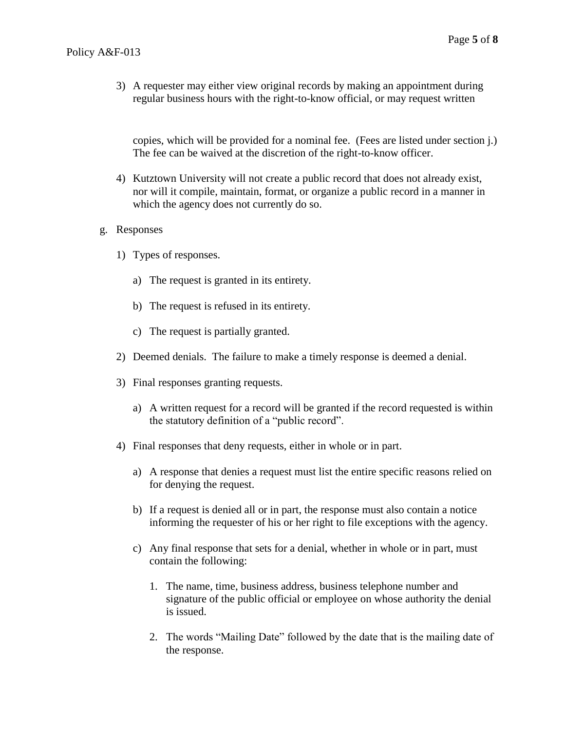3) A requester may either view original records by making an appointment during regular business hours with the right-to-know official, or may request written copies, which will be provided for a nominal fee. (Fees are listed under section j.) The fee can be waived at the discretion of the right-to-know officer.

4) Kutztown University will not create a public record that does not already exist, nor will it compile, maintain, format, or organize a public record in a manner in which the agency does not currently do so.

g. Responses

1) Types of responses.

   a) The request is granted in its entirety.

   b) The request is refused in its entirety.

   c) The request is partially granted.

2) Deemed denials. The failure to make a timely response is deemed a denial.

3) Final responses granting requests.

   a) A written request for a record will be granted if the record requested is within the statutory definition of a "public record".

4) Final responses that deny requests, either in whole or in part.

   a) A response that denies a request must list the entire specific reasons relied on for denying the request.

   b) If a request is denied all or in part, the response must also contain a notice informing the requester of his or her right to file exceptions with the agency.

   c) Any final response that sets for a denial, whether in whole or in part, must contain the following:

      1. The name, time, business address, business telephone number and signature of the public official or employee on whose authority the denial is issued.

      2. The words "Mailing Date" followed by the date that is the mailing date of the response.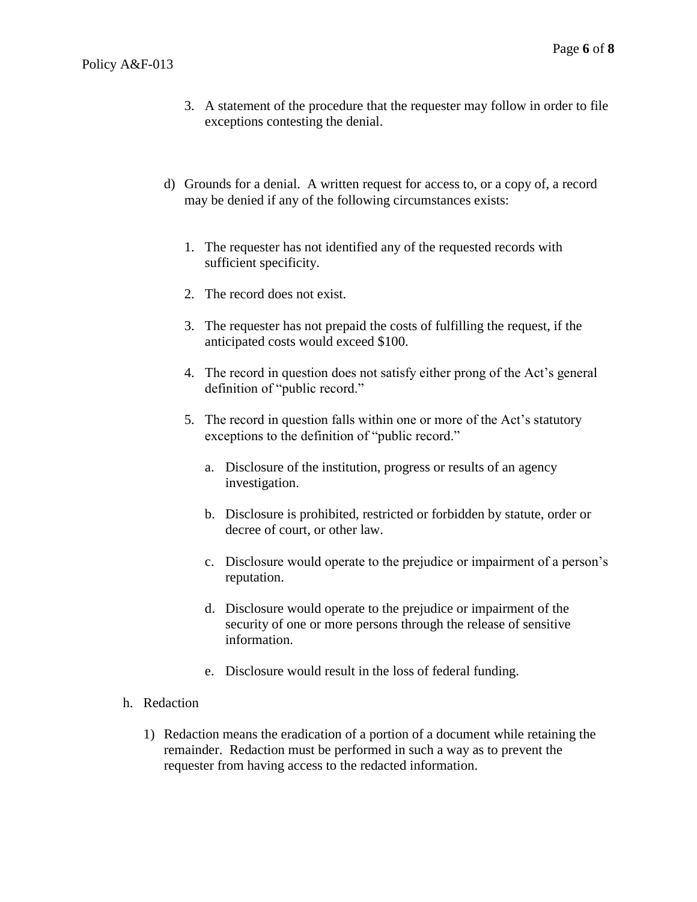3. A statement of the procedure that the requester may follow in order to file exceptions contesting the denial.

d) Grounds for a denial. A written request for access to, or a copy of, a record may be denied if any of the following circumstances exists:

   1. The requester has not identified any of the requested records with sufficient specificity.

   2. The record does not exist.

   3. The requester has not prepaid the costs of fulfilling the request, if the anticipated costs would exceed $100.

   4. The record in question does not satisfy either prong of the Act's general definition of "public record."

   5. The record in question falls within one or more of the Act's statutory exceptions to the definition of "public record."

      a. Disclosure of the institution, progress or results of an agency investigation.

      b. Disclosure is prohibited, restricted or forbidden by statute, order or decree of court, or other law.

      c. Disclosure would operate to the prejudice or impairment of a person's reputation.

      d. Disclosure would operate to the prejudice or impairment of the security of one or more persons through the release of sensitive information.

      e. Disclosure would result in the loss of federal funding.

h. Redaction

   1) Redaction means the eradication of a portion of a document while retaining the remainder. Redaction must be performed in such a way as to prevent the requester from having access to the redacted information.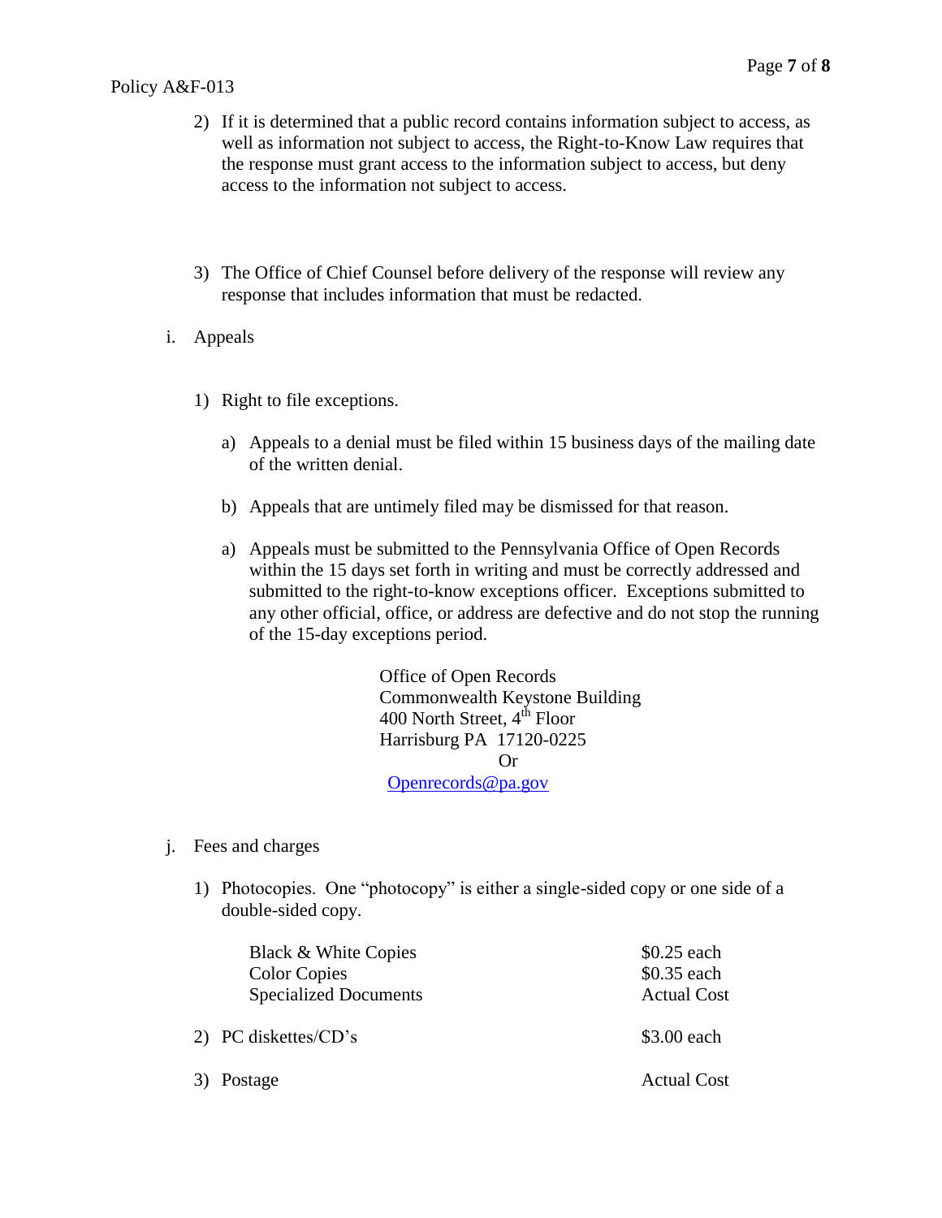2) If it is determined that a public record contains information subject to access, as well as information not subject to access, the Right-to-Know Law requires that the response must grant access to the information subject to access, but deny access to the information not subject to access.

3) The Office of Chief Counsel before delivery of the response will review any response that includes information that must be redacted.

i. Appeals

1) Right to file exceptions.

a) Appeals to a denial must be filed within 15 business days of the mailing date of the written denial.

b) Appeals that are untimely filed may be dismissed for that reason.

a) Appeals must be submitted to the Pennsylvania Office of Open Records within the 15 days set forth in writing and must be correctly addressed and submitted to the right-to-know exceptions officer. Exceptions submitted to any other official, office, or address are defective and do not stop the running of the 15-day exceptions period.

Office of Open Records
Commonwealth Keystone Building
400 North Street, 4th Floor
Harrisburg PA 17120-0225
Or
Openrecords@pa.gov

j. Fees and charges

1) Photocopies. One "photocopy" is either a single-sided copy or one side of a double-sided copy.

| | |
|---|---|
| Black & White Copies | $0.25 each |
| Color Copies | $0.35 each |
| Specialized Documents | Actual Cost |

2) PC diskettes/CD's — $3.00 each

3) Postage — Actual Cost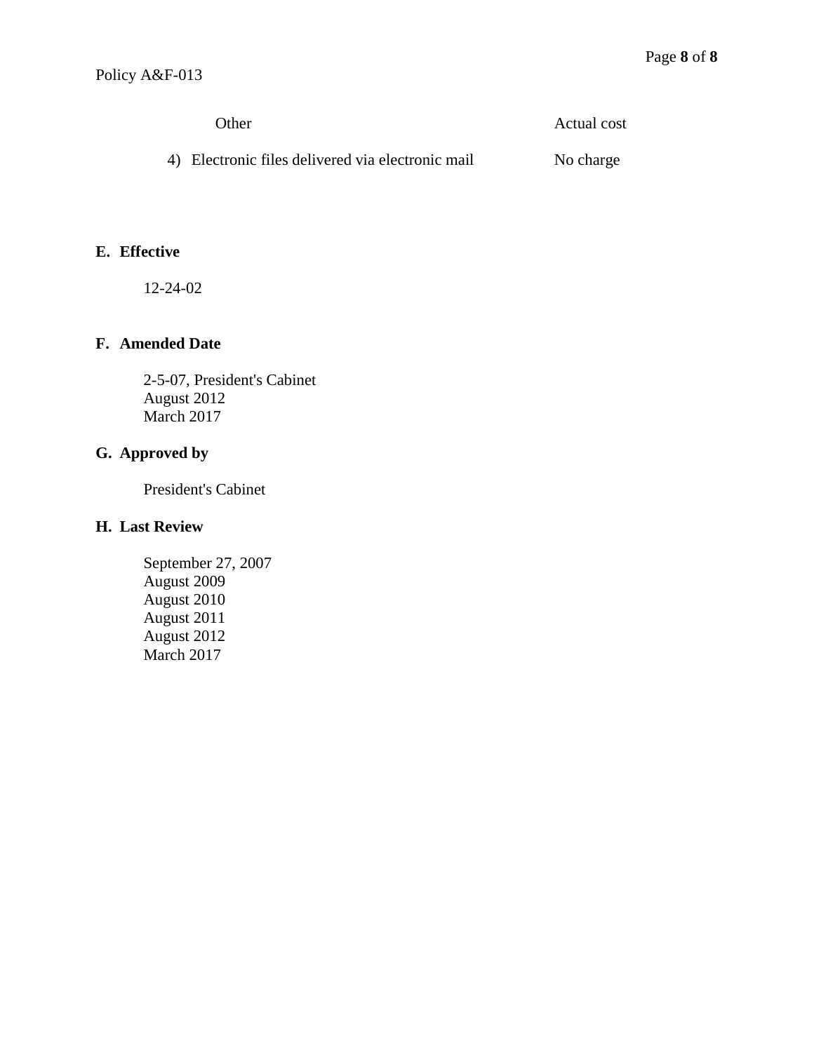| | |
|---|---|
| Other | Actual cost |
| 4) Electronic files delivered via electronic mail | No charge |

**E. Effective**

12-24-02

**F. Amended Date**

2-5-07, President's Cabinet
August 2012
March 2017

**G. Approved by**

President's Cabinet

**H. Last Review**

September 27, 2007
August 2009
August 2010
August 2011
August 2012
March 2017